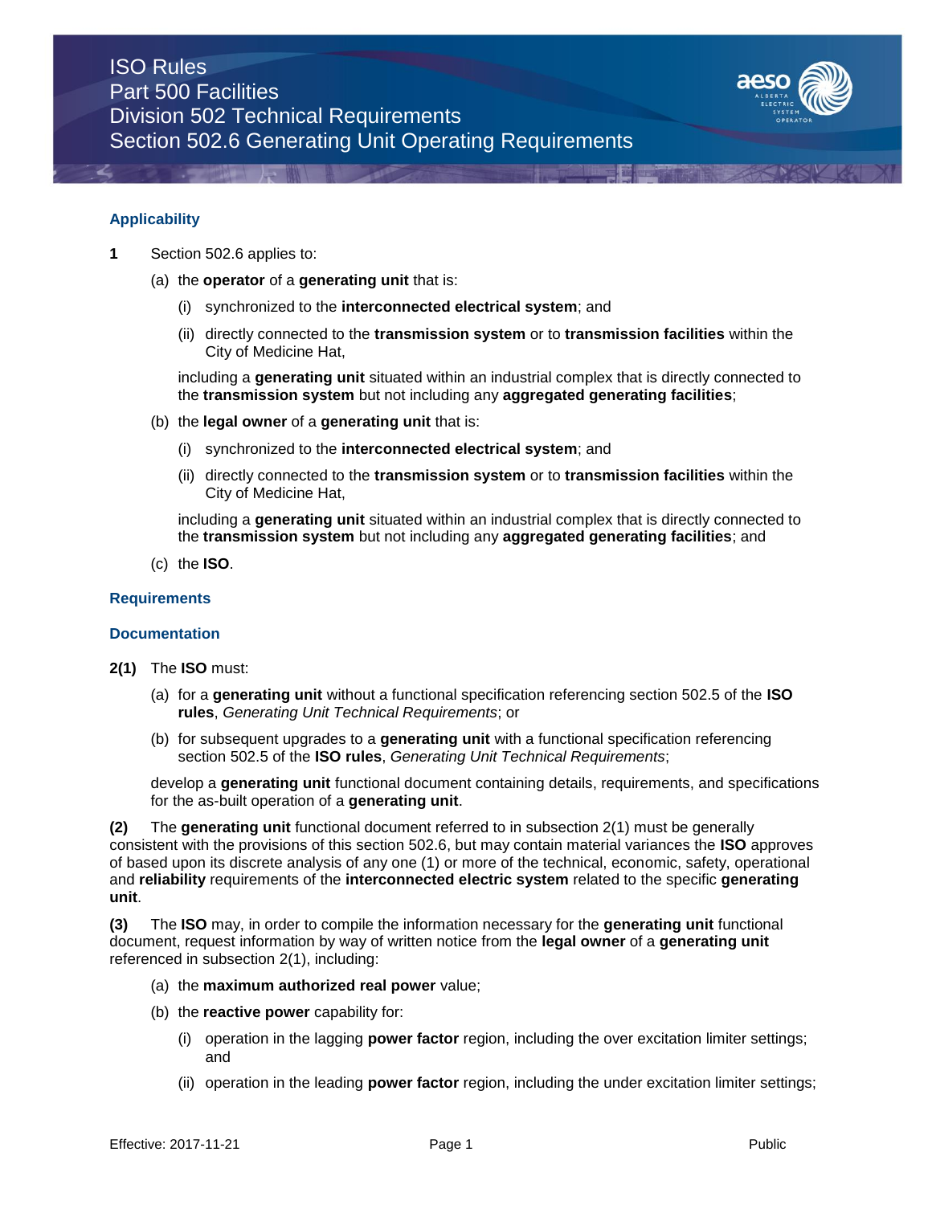# ISO Rules
## Part 500 Facilities
## Division 502 Technical Requirements
## Section 502.6 Generating Unit Operating Requirements

### Applicability

**1** Section 502.6 applies to:

(a) the **operator** of a **generating unit** that is:

(i) synchronized to the **interconnected electrical system**; and

(ii) directly connected to the **transmission system** or to **transmission facilities** within the City of Medicine Hat,

including a **generating unit** situated within an industrial complex that is directly connected to the **transmission system** but not including any **aggregated generating facilities**;

(b) the **legal owner** of a **generating unit** that is:

(i) synchronized to the **interconnected electrical system**; and

(ii) directly connected to the **transmission system** or to **transmission facilities** within the City of Medicine Hat,

including a **generating unit** situated within an industrial complex that is directly connected to the **transmission system** but not including any **aggregated generating facilities**; and

(c) the **ISO**.

### Requirements

### Documentation

**2(1)** The **ISO** must:

(a) for a **generating unit** without a functional specification referencing section 502.5 of the **ISO rules**, *Generating Unit Technical Requirements*; or

(b) for subsequent upgrades to a **generating unit** with a functional specification referencing section 502.5 of the **ISO rules**, *Generating Unit Technical Requirements*;

develop a **generating unit** functional document containing details, requirements, and specifications for the as-built operation of a **generating unit**.

**(2)** The **generating unit** functional document referred to in subsection 2(1) must be generally consistent with the provisions of this section 502.6, but may contain material variances the **ISO** approves of based upon its discrete analysis of any one (1) or more of the technical, economic, safety, operational and **reliability** requirements of the **interconnected electric system** related to the specific **generating unit**.

**(3)** The **ISO** may, in order to compile the information necessary for the **generating unit** functional document, request information by way of written notice from the **legal owner** of a **generating unit** referenced in subsection 2(1), including:

(a) the **maximum authorized real power** value;

(b) the **reactive power** capability for:

(i) operation in the lagging **power factor** region, including the over excitation limiter settings; and

(ii) operation in the leading **power factor** region, including the under excitation limiter settings;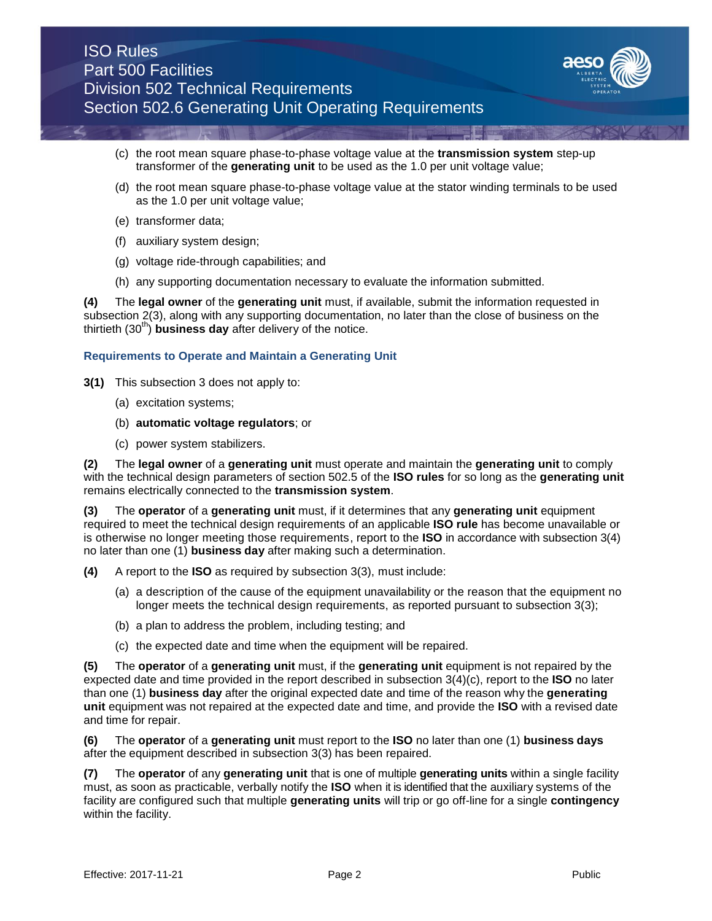(c) the root mean square phase-to-phase voltage value at the **transmission system** step-up transformer of the **generating unit** to be used as the 1.0 per unit voltage value;

(d) the root mean square phase-to-phase voltage value at the stator winding terminals to be used as the 1.0 per unit voltage value;

(e) transformer data;

(f) auxiliary system design;

(g) voltage ride-through capabilities; and

(h) any supporting documentation necessary to evaluate the information submitted.

**(4)** The **legal owner** of the **generating unit** must, if available, submit the information requested in subsection 2(3), along with any supporting documentation, no later than the close of business on the thirtieth (30th) **business day** after delivery of the notice.

### Requirements to Operate and Maintain a Generating Unit

**3(1)** This subsection 3 does not apply to:

(a) excitation systems;

(b) **automatic voltage regulators**; or

(c) power system stabilizers.

**(2)** The **legal owner** of a **generating unit** must operate and maintain the **generating unit** to comply with the technical design parameters of section 502.5 of the **ISO rules** for so long as the **generating unit** remains electrically connected to the **transmission system**.

**(3)** The **operator** of a **generating unit** must, if it determines that any **generating unit** equipment required to meet the technical design requirements of an applicable **ISO rule** has become unavailable or is otherwise no longer meeting those requirements, report to the **ISO** in accordance with subsection 3(4) no later than one (1) **business day** after making such a determination.

**(4)** A report to the **ISO** as required by subsection 3(3), must include:

(a) a description of the cause of the equipment unavailability or the reason that the equipment no longer meets the technical design requirements, as reported pursuant to subsection 3(3);

(b) a plan to address the problem, including testing; and

(c) the expected date and time when the equipment will be repaired.

**(5)** The **operator** of a **generating unit** must, if the **generating unit** equipment is not repaired by the expected date and time provided in the report described in subsection 3(4)(c), report to the **ISO** no later than one (1) **business day** after the original expected date and time of the reason why the **generating unit** equipment was not repaired at the expected date and time, and provide the **ISO** with a revised date and time for repair.

**(6)** The **operator** of a **generating unit** must report to the **ISO** no later than one (1) **business days** after the equipment described in subsection 3(3) has been repaired.

**(7)** The **operator** of any **generating unit** that is one of multiple **generating units** within a single facility must, as soon as practicable, verbally notify the **ISO** when it is identified that the auxiliary systems of the facility are configured such that multiple **generating units** will trip or go off-line for a single **contingency** within the facility.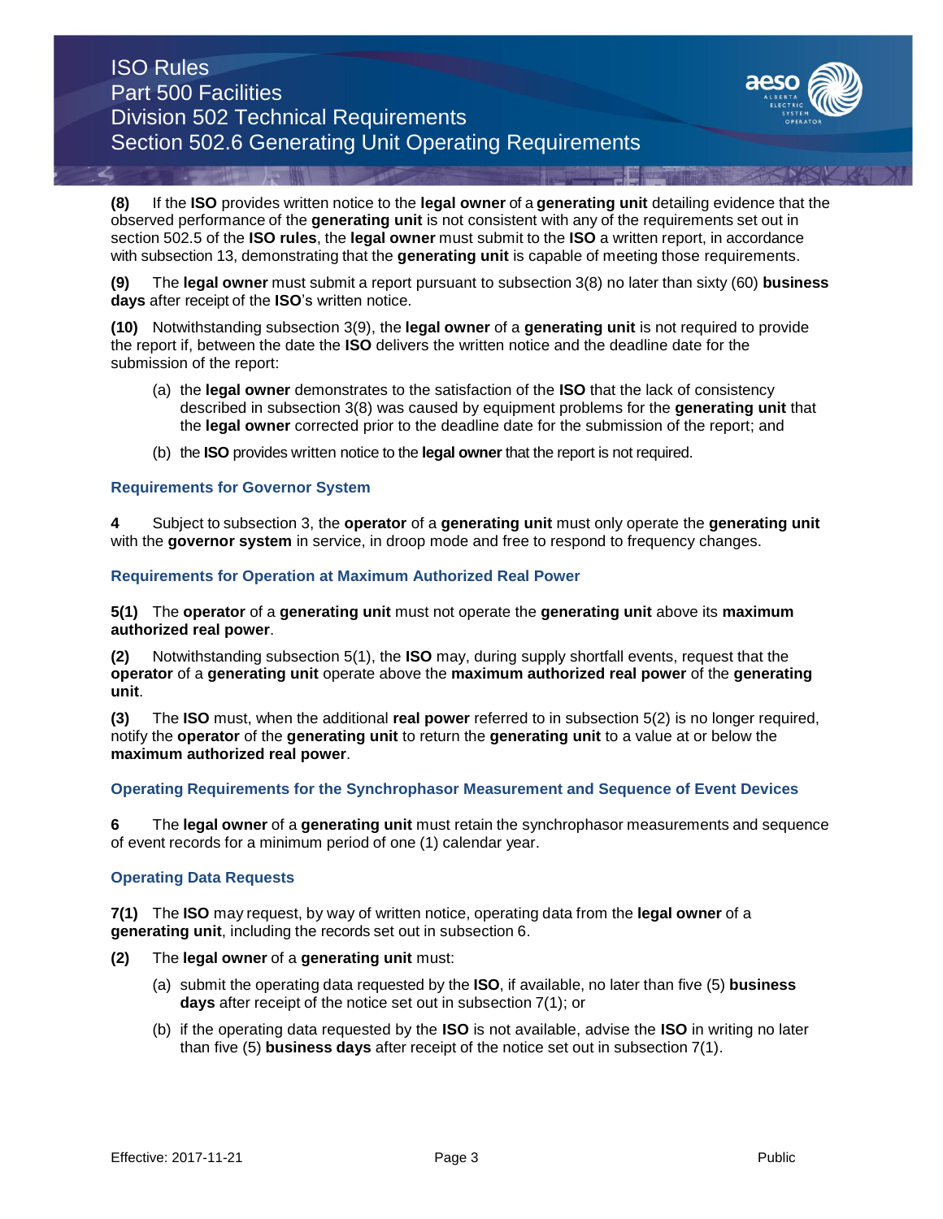**(8)** If the **ISO** provides written notice to the **legal owner** of a **generating unit** detailing evidence that the observed performance of the **generating unit** is not consistent with any of the requirements set out in section 502.5 of the **ISO rules**, the **legal owner** must submit to the **ISO** a written report, in accordance with subsection 13, demonstrating that the **generating unit** is capable of meeting those requirements.

**(9)** The **legal owner** must submit a report pursuant to subsection 3(8) no later than sixty (60) **business days** after receipt of the **ISO**'s written notice.

**(10)** Notwithstanding subsection 3(9), the **legal owner** of a **generating unit** is not required to provide the report if, between the date the **ISO** delivers the written notice and the deadline date for the submission of the report:

(a) the **legal owner** demonstrates to the satisfaction of the **ISO** that the lack of consistency described in subsection 3(8) was caused by equipment problems for the **generating unit** that the **legal owner** corrected prior to the deadline date for the submission of the report; and

(b) the **ISO** provides written notice to the **legal owner** that the report is not required.

### Requirements for Governor System

**4** Subject to subsection 3, the **operator** of a **generating unit** must only operate the **generating unit** with the **governor system** in service, in droop mode and free to respond to frequency changes.

### Requirements for Operation at Maximum Authorized Real Power

**5(1)** The **operator** of a **generating unit** must not operate the **generating unit** above its **maximum authorized real power**.

**(2)** Notwithstanding subsection 5(1), the **ISO** may, during supply shortfall events, request that the **operator** of a **generating unit** operate above the **maximum authorized real power** of the **generating unit**.

**(3)** The **ISO** must, when the additional **real power** referred to in subsection 5(2) is no longer required, notify the **operator** of the **generating unit** to return the **generating unit** to a value at or below the **maximum authorized real power**.

### Operating Requirements for the Synchrophasor Measurement and Sequence of Event Devices

**6** The **legal owner** of a **generating unit** must retain the synchrophasor measurements and sequence of event records for a minimum period of one (1) calendar year.

### Operating Data Requests

**7(1)** The **ISO** may request, by way of written notice, operating data from the **legal owner** of a **generating unit**, including the records set out in subsection 6.

**(2)** The **legal owner** of a **generating unit** must:

(a) submit the operating data requested by the **ISO**, if available, no later than five (5) **business days** after receipt of the notice set out in subsection 7(1); or

(b) if the operating data requested by the **ISO** is not available, advise the **ISO** in writing no later than five (5) **business days** after receipt of the notice set out in subsection 7(1).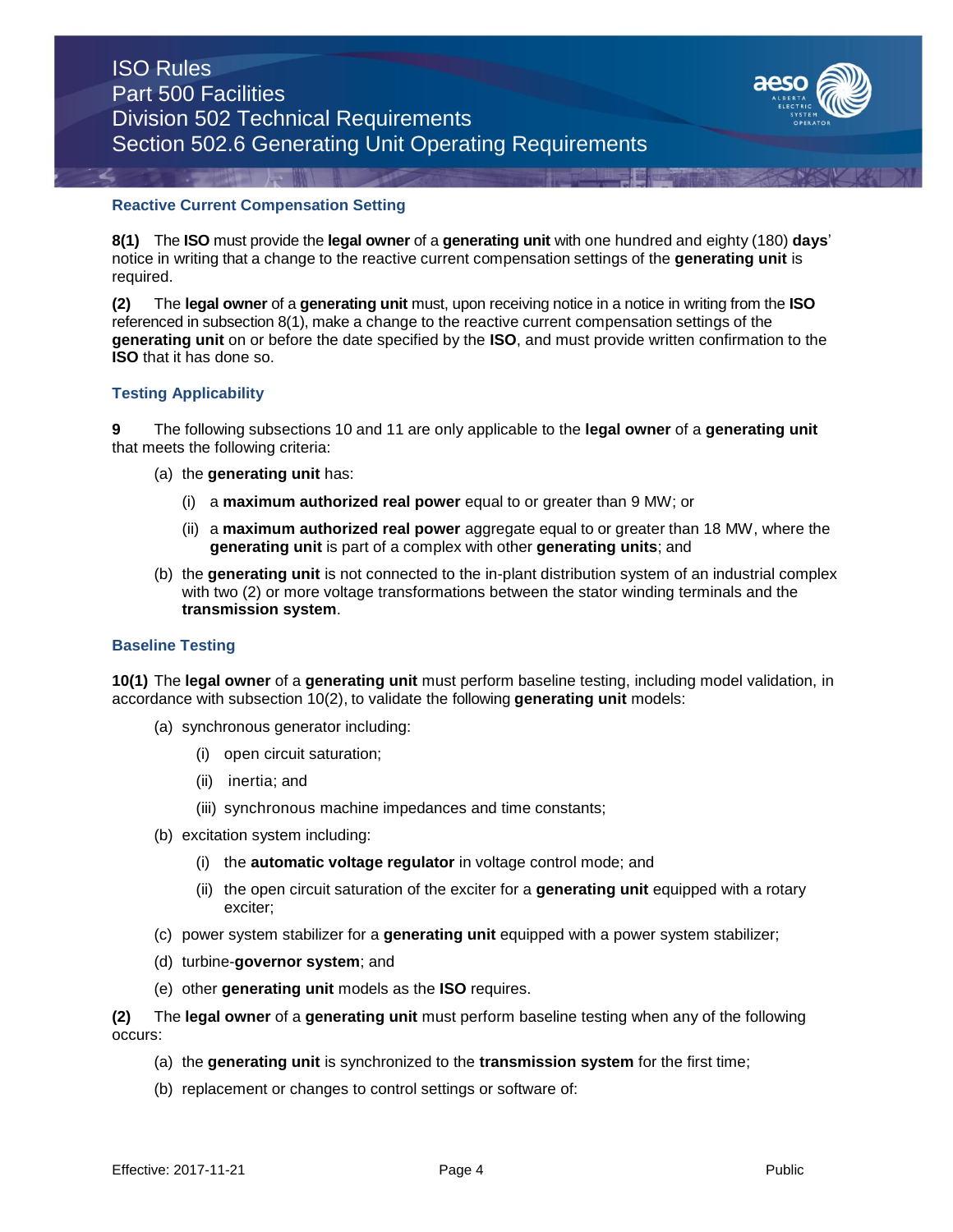### Reactive Current Compensation Setting

**8(1)** The **ISO** must provide the **legal owner** of a **generating unit** with one hundred and eighty (180) **days**' notice in writing that a change to the reactive current compensation settings of the **generating unit** is required.

**(2)** The **legal owner** of a **generating unit** must, upon receiving notice in a notice in writing from the **ISO** referenced in subsection 8(1), make a change to the reactive current compensation settings of the **generating unit** on or before the date specified by the **ISO**, and must provide written confirmation to the **ISO** that it has done so.

### Testing Applicability

**9** The following subsections 10 and 11 are only applicable to the **legal owner** of a **generating unit** that meets the following criteria:

(a) the **generating unit** has:

(i) a **maximum authorized real power** equal to or greater than 9 MW; or

(ii) a **maximum authorized real power** aggregate equal to or greater than 18 MW, where the **generating unit** is part of a complex with other **generating units**; and

(b) the **generating unit** is not connected to the in-plant distribution system of an industrial complex with two (2) or more voltage transformations between the stator winding terminals and the **transmission system**.

### Baseline Testing

**10(1)** The **legal owner** of a **generating unit** must perform baseline testing, including model validation, in accordance with subsection 10(2), to validate the following **generating unit** models:

(a) synchronous generator including:

(i) open circuit saturation;

(ii) inertia; and

(iii) synchronous machine impedances and time constants;

(b) excitation system including:

(i) the **automatic voltage regulator** in voltage control mode; and

(ii) the open circuit saturation of the exciter for a **generating unit** equipped with a rotary exciter;

(c) power system stabilizer for a **generating unit** equipped with a power system stabilizer;

(d) turbine-**governor system**; and

(e) other **generating unit** models as the **ISO** requires.

**(2)** The **legal owner** of a **generating unit** must perform baseline testing when any of the following occurs:

(a) the **generating unit** is synchronized to the **transmission system** for the first time;

(b) replacement or changes to control settings or software of: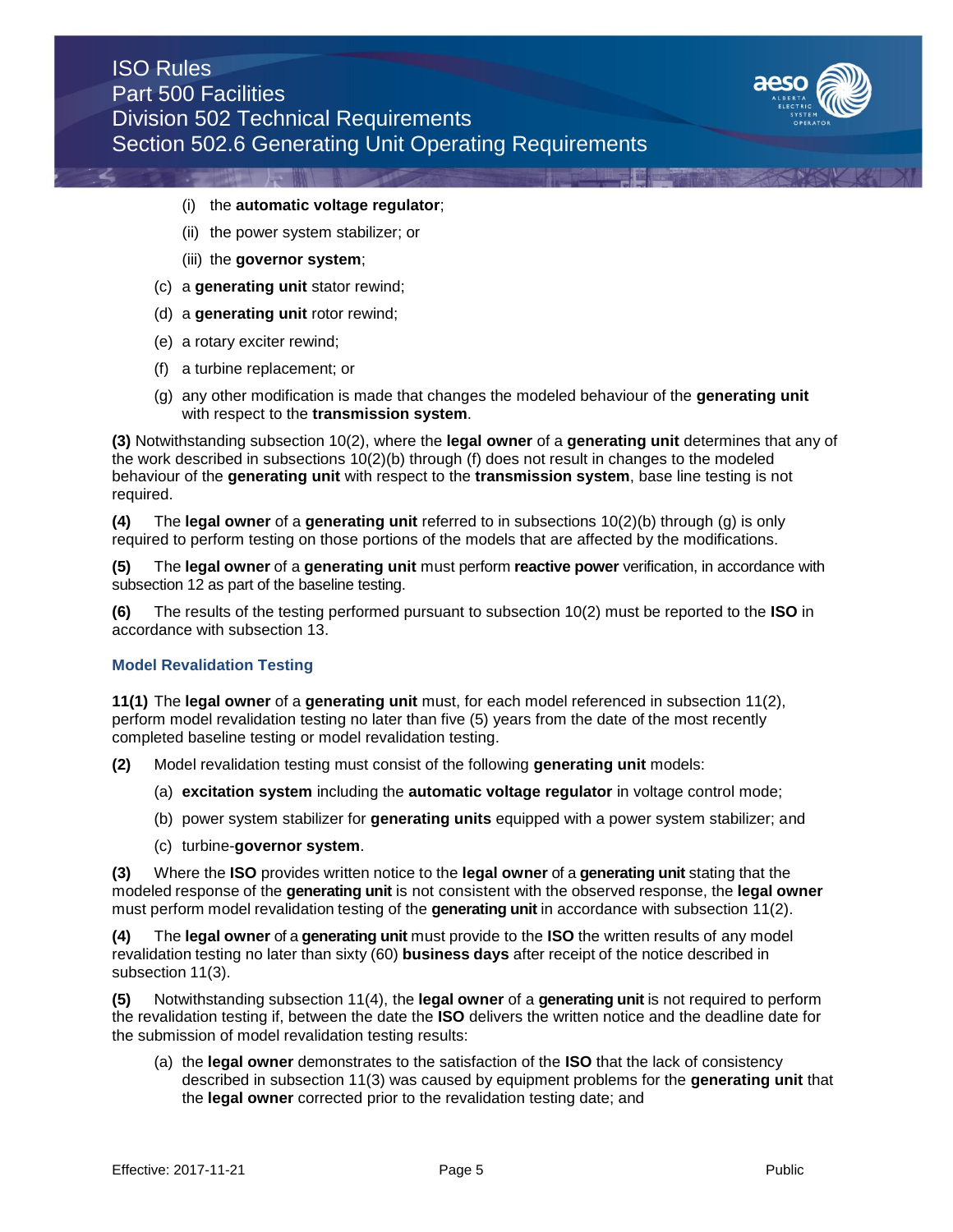(i) the **automatic voltage regulator**;

(ii) the power system stabilizer; or

(iii) the **governor system**;

(c) a **generating unit** stator rewind;

(d) a **generating unit** rotor rewind;

(e) a rotary exciter rewind;

(f) a turbine replacement; or

(g) any other modification is made that changes the modeled behaviour of the **generating unit** with respect to the **transmission system**.

**(3)** Notwithstanding subsection 10(2), where the **legal owner** of a **generating unit** determines that any of the work described in subsections 10(2)(b) through (f) does not result in changes to the modeled behaviour of the **generating unit** with respect to the **transmission system**, base line testing is not required.

**(4)** The **legal owner** of a **generating unit** referred to in subsections 10(2)(b) through (g) is only required to perform testing on those portions of the models that are affected by the modifications.

**(5)** The **legal owner** of a **generating unit** must perform **reactive power** verification, in accordance with subsection 12 as part of the baseline testing.

**(6)** The results of the testing performed pursuant to subsection 10(2) must be reported to the **ISO** in accordance with subsection 13.

### Model Revalidation Testing

**11(1)** The **legal owner** of a **generating unit** must, for each model referenced in subsection 11(2), perform model revalidation testing no later than five (5) years from the date of the most recently completed baseline testing or model revalidation testing.

**(2)** Model revalidation testing must consist of the following **generating unit** models:

(a) **excitation system** including the **automatic voltage regulator** in voltage control mode;

(b) power system stabilizer for **generating units** equipped with a power system stabilizer; and

(c) turbine-**governor system**.

**(3)** Where the **ISO** provides written notice to the **legal owner** of a **generating unit** stating that the modeled response of the **generating unit** is not consistent with the observed response, the **legal owner** must perform model revalidation testing of the **generating unit** in accordance with subsection 11(2).

**(4)** The **legal owner** of a **generating unit** must provide to the **ISO** the written results of any model revalidation testing no later than sixty (60) **business days** after receipt of the notice described in subsection 11(3).

**(5)** Notwithstanding subsection 11(4), the **legal owner** of a **generating unit** is not required to perform the revalidation testing if, between the date the **ISO** delivers the written notice and the deadline date for the submission of model revalidation testing results:

(a) the **legal owner** demonstrates to the satisfaction of the **ISO** that the lack of consistency described in subsection 11(3) was caused by equipment problems for the **generating unit** that the **legal owner** corrected prior to the revalidation testing date; and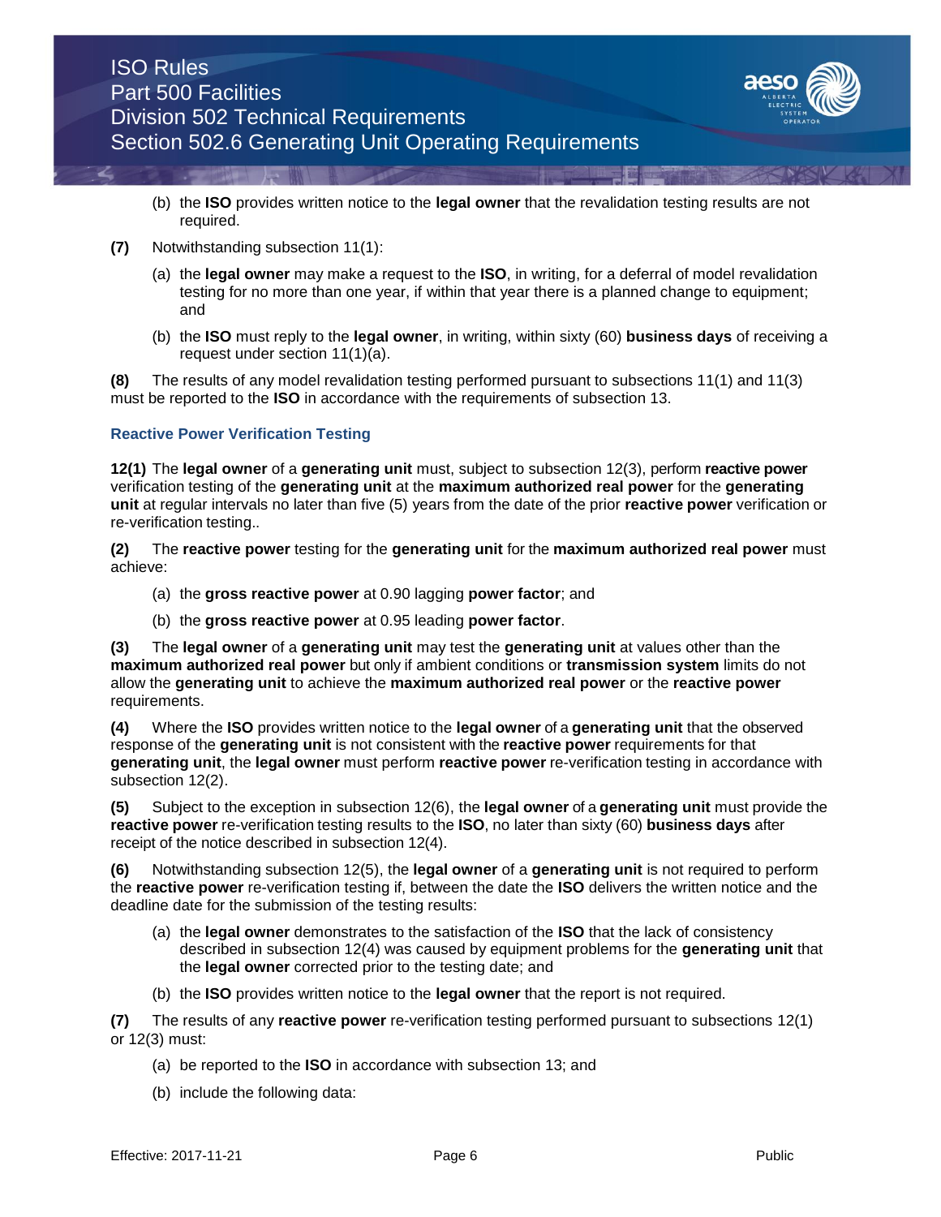(b) the **ISO** provides written notice to the **legal owner** that the revalidation testing results are not required.

**(7)** Notwithstanding subsection 11(1):

(a) the **legal owner** may make a request to the **ISO**, in writing, for a deferral of model revalidation testing for no more than one year, if within that year there is a planned change to equipment; and

(b) the **ISO** must reply to the **legal owner**, in writing, within sixty (60) **business days** of receiving a request under section 11(1)(a).

**(8)** The results of any model revalidation testing performed pursuant to subsections 11(1) and 11(3) must be reported to the **ISO** in accordance with the requirements of subsection 13.

### Reactive Power Verification Testing

**12(1)** The **legal owner** of a **generating unit** must, subject to subsection 12(3), perform **reactive power** verification testing of the **generating unit** at the **maximum authorized real power** for the **generating unit** at regular intervals no later than five (5) years from the date of the prior **reactive power** verification or re-verification testing..

**(2)** The **reactive power** testing for the **generating unit** for the **maximum authorized real power** must achieve:

(a) the **gross reactive power** at 0.90 lagging **power factor**; and

(b) the **gross reactive power** at 0.95 leading **power factor**.

**(3)** The **legal owner** of a **generating unit** may test the **generating unit** at values other than the **maximum authorized real power** but only if ambient conditions or **transmission system** limits do not allow the **generating unit** to achieve the **maximum authorized real power** or the **reactive power** requirements.

**(4)** Where the **ISO** provides written notice to the **legal owner** of a **generating unit** that the observed response of the **generating unit** is not consistent with the **reactive power** requirements for that **generating unit**, the **legal owner** must perform **reactive power** re-verification testing in accordance with subsection 12(2).

**(5)** Subject to the exception in subsection 12(6), the **legal owner** of a **generating unit** must provide the **reactive power** re-verification testing results to the **ISO**, no later than sixty (60) **business days** after receipt of the notice described in subsection 12(4).

**(6)** Notwithstanding subsection 12(5), the **legal owner** of a **generating unit** is not required to perform the **reactive power** re-verification testing if, between the date the **ISO** delivers the written notice and the deadline date for the submission of the testing results:

(a) the **legal owner** demonstrates to the satisfaction of the **ISO** that the lack of consistency described in subsection 12(4) was caused by equipment problems for the **generating unit** that the **legal owner** corrected prior to the testing date; and

(b) the **ISO** provides written notice to the **legal owner** that the report is not required.

**(7)** The results of any **reactive power** re-verification testing performed pursuant to subsections 12(1) or 12(3) must:

(a) be reported to the **ISO** in accordance with subsection 13; and

(b) include the following data: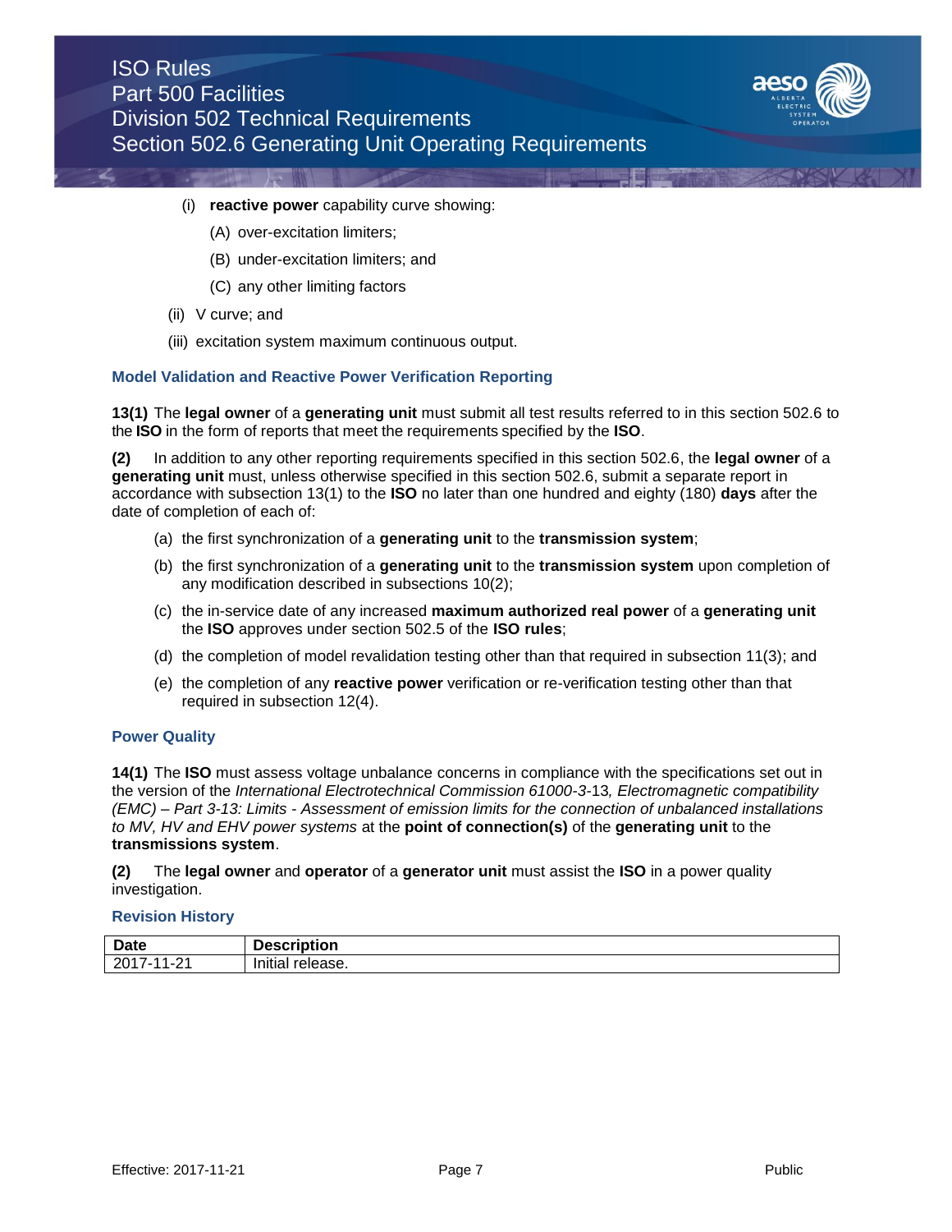(i) **reactive power** capability curve showing:

(A) over-excitation limiters;

(B) under-excitation limiters; and

(C) any other limiting factors

(ii) V curve; and

(iii) excitation system maximum continuous output.

### Model Validation and Reactive Power Verification Reporting

**13(1)** The **legal owner** of a **generating unit** must submit all test results referred to in this section 502.6 to the **ISO** in the form of reports that meet the requirements specified by the **ISO**.

**(2)** In addition to any other reporting requirements specified in this section 502.6, the **legal owner** of a **generating unit** must, unless otherwise specified in this section 502.6, submit a separate report in accordance with subsection 13(1) to the **ISO** no later than one hundred and eighty (180) **days** after the date of completion of each of:

(a) the first synchronization of a **generating unit** to the **transmission system**;

(b) the first synchronization of a **generating unit** to the **transmission system** upon completion of any modification described in subsections 10(2);

(c) the in-service date of any increased **maximum authorized real power** of a **generating unit** the **ISO** approves under section 502.5 of the **ISO rules**;

(d) the completion of model revalidation testing other than that required in subsection 11(3); and

(e) the completion of any **reactive power** verification or re-verification testing other than that required in subsection 12(4).

### Power Quality

**14(1)** The **ISO** must assess voltage unbalance concerns in compliance with the specifications set out in the version of the *International Electrotechnical Commission 61000-3*-13*, Electromagnetic compatibility (EMC) – Part 3-13: Limits - Assessment of emission limits for the connection of unbalanced installations to MV, HV and EHV power systems* at the **point of connection(s)** of the **generating unit** to the **transmissions system**.

**(2)** The **legal owner** and **operator** of a **generator unit** must assist the **ISO** in a power quality investigation.

### Revision History

| Date | Description |
| --- | --- |
| 2017-11-21 | Initial release. |